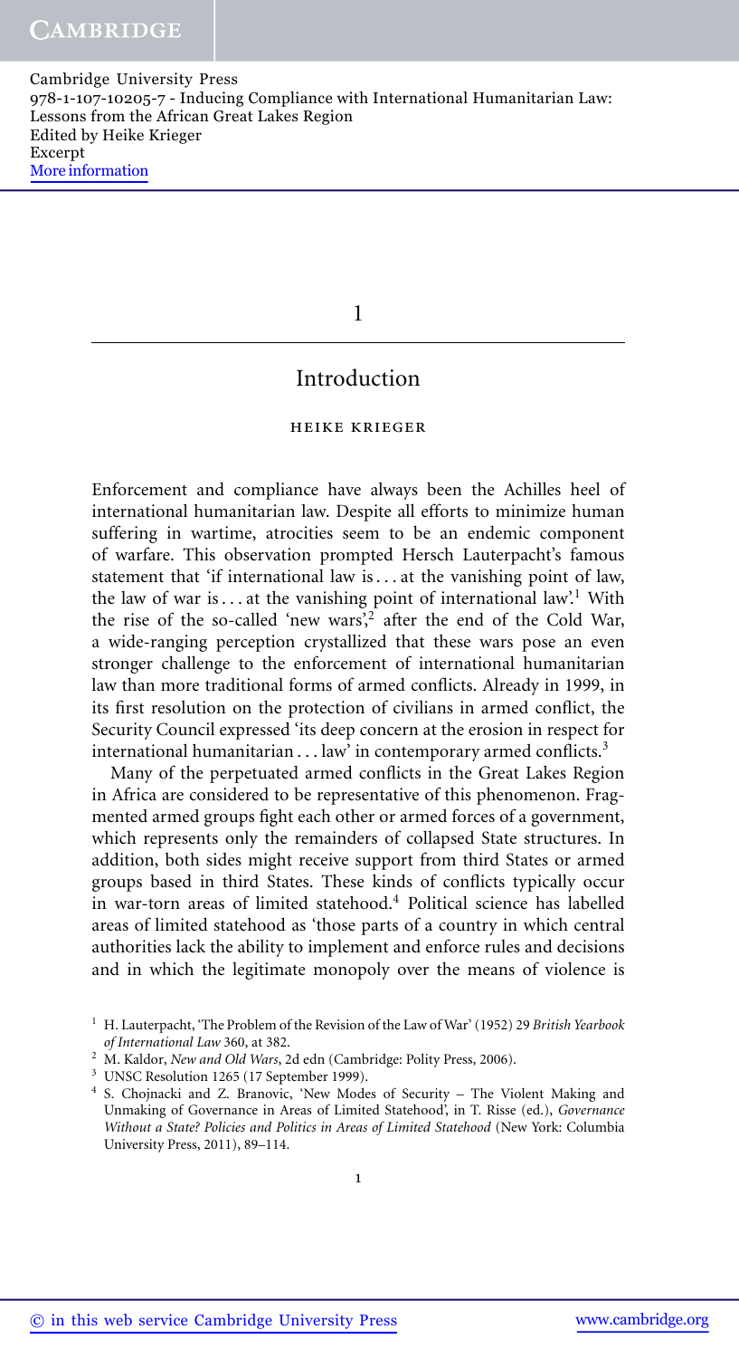# 1

## Introduction

HEIKE KRIEGER

Enforcement and compliance have always been the Achilles heel of international humanitarian law. Despite all efforts to minimize human suffering in wartime, atrocities seem to be an endemic component of warfare. This observation prompted Hersch Lauterpacht's famous statement that 'if international law is . . . at the vanishing point of law, the law of war is . . . at the vanishing point of international law'.[1] With the rise of the so-called 'new wars',[2] after the end of the Cold War, a wide-ranging perception crystallized that these wars pose an even stronger challenge to the enforcement of international humanitarian law than more traditional forms of armed conflicts. Already in 1999, in its first resolution on the protection of civilians in armed conflict, the Security Council expressed 'its deep concern at the erosion in respect for international humanitarian . . . law' in contemporary armed conflicts.[3]

Many of the perpetuated armed conflicts in the Great Lakes Region in Africa are considered to be representative of this phenomenon. Fragmented armed groups fight each other or armed forces of a government, which represents only the remainders of collapsed State structures. In addition, both sides might receive support from third States or armed groups based in third States. These kinds of conflicts typically occur in war-torn areas of limited statehood.[4] Political science has labelled areas of limited statehood as 'those parts of a country in which central authorities lack the ability to implement and enforce rules and decisions and in which the legitimate monopoly over the means of violence is

[1] H. Lauterpacht, 'The Problem of the Revision of the Law of War' (1952) 29 *British Yearbook of International Law* 360, at 382.

[2] M. Kaldor, *New and Old Wars*, 2d edn (Cambridge: Polity Press, 2006).

[3] UNSC Resolution 1265 (17 September 1999).

[4] S. Chojnacki and Z. Branovic, 'New Modes of Security – The Violent Making and Unmaking of Governance in Areas of Limited Statehood', in T. Risse (ed.), *Governance Without a State? Policies and Politics in Areas of Limited Statehood* (New York: Columbia University Press, 2011), 89–114.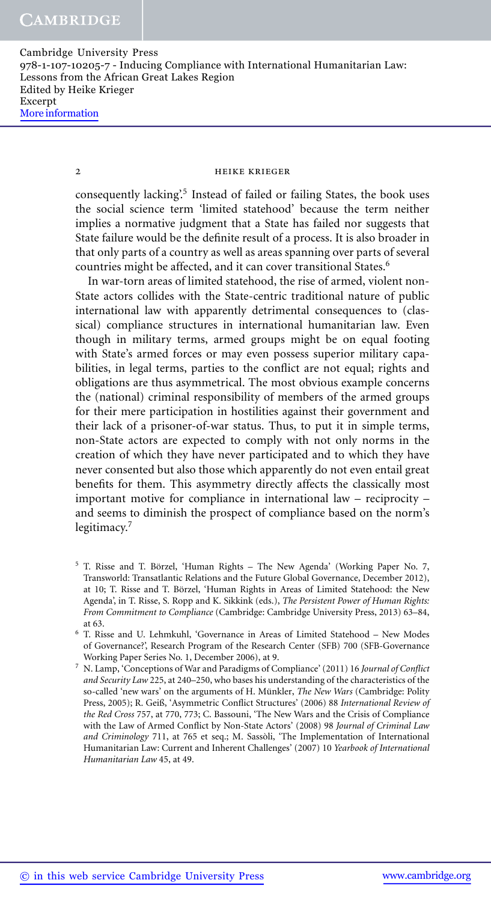consequently lacking'.[5] Instead of failed or failing States, the book uses the social science term 'limited statehood' because the term neither implies a normative judgment that a State has failed nor suggests that State failure would be the definite result of a process. It is also broader in that only parts of a country as well as areas spanning over parts of several countries might be affected, and it can cover transitional States.[6]

In war-torn areas of limited statehood, the rise of armed, violent non-State actors collides with the State-centric traditional nature of public international law with apparently detrimental consequences to (classical) compliance structures in international humanitarian law. Even though in military terms, armed groups might be on equal footing with State's armed forces or may even possess superior military capabilities, in legal terms, parties to the conflict are not equal; rights and obligations are thus asymmetrical. The most obvious example concerns the (national) criminal responsibility of members of the armed groups for their mere participation in hostilities against their government and their lack of a prisoner-of-war status. Thus, to put it in simple terms, non-State actors are expected to comply with not only norms in the creation of which they have never participated and to which they have never consented but also those which apparently do not even entail great benefits for them. This asymmetry directly affects the classically most important motive for compliance in international law – reciprocity – and seems to diminish the prospect of compliance based on the norm's legitimacy.[7]

[5] T. Risse and T. Börzel, 'Human Rights – The New Agenda' (Working Paper No. 7, Transworld: Transatlantic Relations and the Future Global Governance, December 2012), at 10; T. Risse and T. Börzel, 'Human Rights in Areas of Limited Statehood: the New Agenda', in T. Risse, S. Ropp and K. Sikkink (eds.), *The Persistent Power of Human Rights: From Commitment to Compliance* (Cambridge: Cambridge University Press, 2013) 63–84, at 63.

[6] T. Risse and U. Lehmkuhl, 'Governance in Areas of Limited Statehood – New Modes of Governance?', Research Program of the Research Center (SFB) 700 (SFB-Governance Working Paper Series No. 1, December 2006), at 9.

[7] N. Lamp, 'Conceptions of War and Paradigms of Compliance' (2011) 16 *Journal of Conflict and Security Law* 225, at 240–250, who bases his understanding of the characteristics of the so-called 'new wars' on the arguments of H. Münkler, *The New Wars* (Cambridge: Polity Press, 2005); R. Geiß, 'Asymmetric Conflict Structures' (2006) 88 *International Review of the Red Cross* 757, at 770, 773; C. Bassouni, 'The New Wars and the Crisis of Compliance with the Law of Armed Conflict by Non-State Actors' (2008) 98 *Journal of Criminal Law and Criminology* 711, at 765 et seq.; M. Sassòli, 'The Implementation of International Humanitarian Law: Current and Inherent Challenges' (2007) 10 *Yearbook of International Humanitarian Law* 45, at 49.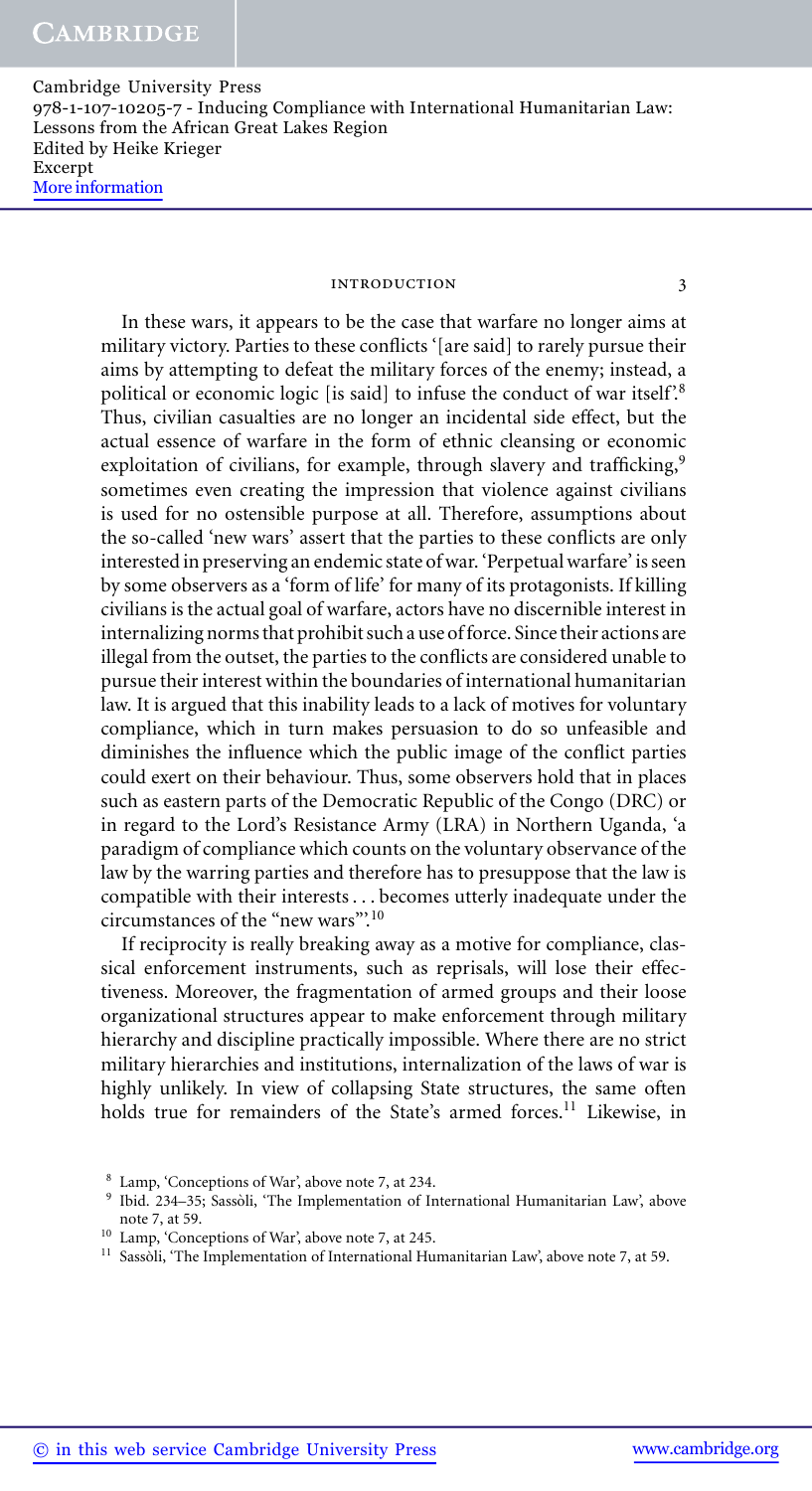In these wars, it appears to be the case that warfare no longer aims at military victory. Parties to these conflicts '[are said] to rarely pursue their aims by attempting to defeat the military forces of the enemy; instead, a political or economic logic [is said] to infuse the conduct of war itself'.[8] Thus, civilian casualties are no longer an incidental side effect, but the actual essence of warfare in the form of ethnic cleansing or economic exploitation of civilians, for example, through slavery and trafficking,[9] sometimes even creating the impression that violence against civilians is used for no ostensible purpose at all. Therefore, assumptions about the so-called 'new wars' assert that the parties to these conflicts are only interested in preserving an endemic state of war. 'Perpetual warfare' is seen by some observers as a 'form of life' for many of its protagonists. If killing civilians is the actual goal of warfare, actors have no discernible interest in internalizing norms that prohibit such a use of force. Since their actions are illegal from the outset, the parties to the conflicts are considered unable to pursue their interest within the boundaries of international humanitarian law. It is argued that this inability leads to a lack of motives for voluntary compliance, which in turn makes persuasion to do so unfeasible and diminishes the influence which the public image of the conflict parties could exert on their behaviour. Thus, some observers hold that in places such as eastern parts of the Democratic Republic of the Congo (DRC) or in regard to the Lord's Resistance Army (LRA) in Northern Uganda, 'a paradigm of compliance which counts on the voluntary observance of the law by the warring parties and therefore has to presuppose that the law is compatible with their interests . . . becomes utterly inadequate under the circumstances of the "new wars"'.[10]

If reciprocity is really breaking away as a motive for compliance, classical enforcement instruments, such as reprisals, will lose their effectiveness. Moreover, the fragmentation of armed groups and their loose organizational structures appear to make enforcement through military hierarchy and discipline practically impossible. Where there are no strict military hierarchies and institutions, internalization of the laws of war is highly unlikely. In view of collapsing State structures, the same often holds true for remainders of the State's armed forces.[11] Likewise, in

[8] Lamp, 'Conceptions of War', above note 7, at 234.

[9] Ibid. 234–35; Sassòli, 'The Implementation of International Humanitarian Law', above note 7, at 59.

[10] Lamp, 'Conceptions of War', above note 7, at 245.

[11] Sassòli, 'The Implementation of International Humanitarian Law', above note 7, at 59.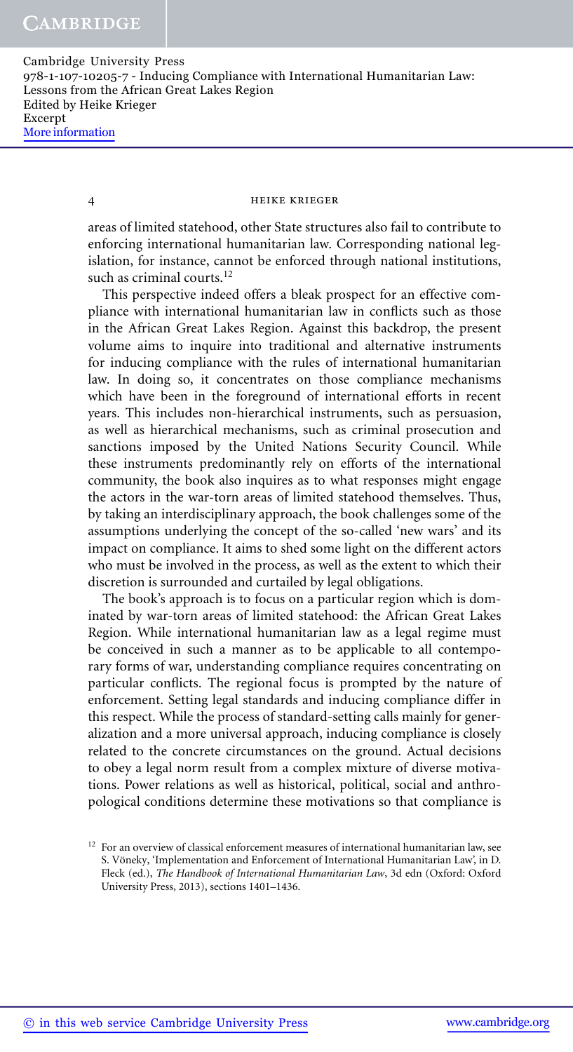areas of limited statehood, other State structures also fail to contribute to enforcing international humanitarian law. Corresponding national legislation, for instance, cannot be enforced through national institutions, such as criminal courts.[12]

This perspective indeed offers a bleak prospect for an effective compliance with international humanitarian law in conflicts such as those in the African Great Lakes Region. Against this backdrop, the present volume aims to inquire into traditional and alternative instruments for inducing compliance with the rules of international humanitarian law. In doing so, it concentrates on those compliance mechanisms which have been in the foreground of international efforts in recent years. This includes non-hierarchical instruments, such as persuasion, as well as hierarchical mechanisms, such as criminal prosecution and sanctions imposed by the United Nations Security Council. While these instruments predominantly rely on efforts of the international community, the book also inquires as to what responses might engage the actors in the war-torn areas of limited statehood themselves. Thus, by taking an interdisciplinary approach, the book challenges some of the assumptions underlying the concept of the so-called 'new wars' and its impact on compliance. It aims to shed some light on the different actors who must be involved in the process, as well as the extent to which their discretion is surrounded and curtailed by legal obligations.

The book's approach is to focus on a particular region which is dominated by war-torn areas of limited statehood: the African Great Lakes Region. While international humanitarian law as a legal regime must be conceived in such a manner as to be applicable to all contemporary forms of war, understanding compliance requires concentrating on particular conflicts. The regional focus is prompted by the nature of enforcement. Setting legal standards and inducing compliance differ in this respect. While the process of standard-setting calls mainly for generalization and a more universal approach, inducing compliance is closely related to the concrete circumstances on the ground. Actual decisions to obey a legal norm result from a complex mixture of diverse motivations. Power relations as well as historical, political, social and anthropological conditions determine these motivations so that compliance is

[12] For an overview of classical enforcement measures of international humanitarian law, see S. Vöneky, 'Implementation and Enforcement of International Humanitarian Law', in D. Fleck (ed.), *The Handbook of International Humanitarian Law*, 3d edn (Oxford: Oxford University Press, 2013), sections 1401–1436.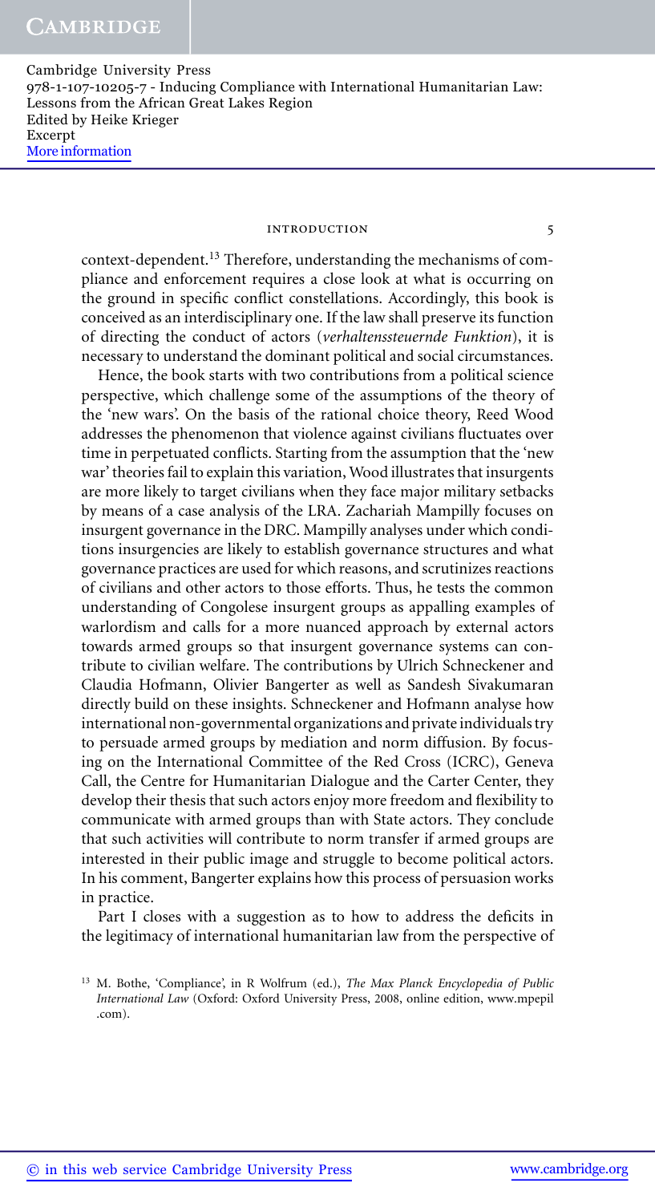context-dependent.[13] Therefore, understanding the mechanisms of compliance and enforcement requires a close look at what is occurring on the ground in specific conflict constellations. Accordingly, this book is conceived as an interdisciplinary one. If the law shall preserve its function of directing the conduct of actors (*verhaltenssteuernde Funktion*), it is necessary to understand the dominant political and social circumstances.

Hence, the book starts with two contributions from a political science perspective, which challenge some of the assumptions of the theory of the 'new wars'. On the basis of the rational choice theory, Reed Wood addresses the phenomenon that violence against civilians fluctuates over time in perpetuated conflicts. Starting from the assumption that the 'new war' theories fail to explain this variation, Wood illustrates that insurgents are more likely to target civilians when they face major military setbacks by means of a case analysis of the LRA. Zachariah Mampilly focuses on insurgent governance in the DRC. Mampilly analyses under which conditions insurgencies are likely to establish governance structures and what governance practices are used for which reasons, and scrutinizes reactions of civilians and other actors to those efforts. Thus, he tests the common understanding of Congolese insurgent groups as appalling examples of warlordism and calls for a more nuanced approach by external actors towards armed groups so that insurgent governance systems can contribute to civilian welfare. The contributions by Ulrich Schneckener and Claudia Hofmann, Olivier Bangerter as well as Sandesh Sivakumaran directly build on these insights. Schneckener and Hofmann analyse how international non-governmental organizations and private individuals try to persuade armed groups by mediation and norm diffusion. By focusing on the International Committee of the Red Cross (ICRC), Geneva Call, the Centre for Humanitarian Dialogue and the Carter Center, they develop their thesis that such actors enjoy more freedom and flexibility to communicate with armed groups than with State actors. They conclude that such activities will contribute to norm transfer if armed groups are interested in their public image and struggle to become political actors. In his comment, Bangerter explains how this process of persuasion works in practice.

Part I closes with a suggestion as to how to address the deficits in the legitimacy of international humanitarian law from the perspective of

[13] M. Bothe, 'Compliance', in R Wolfrum (ed.), *The Max Planck Encyclopedia of Public International Law* (Oxford: Oxford University Press, 2008, online edition, www.mpepil.com).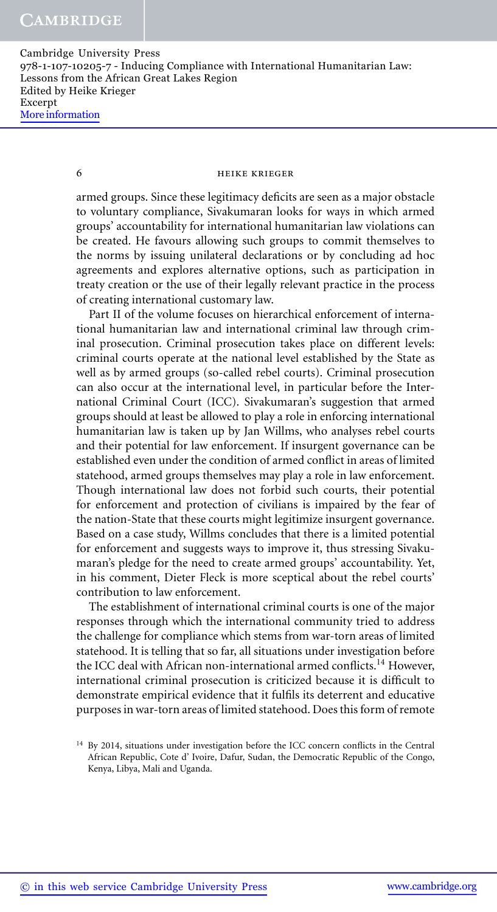armed groups. Since these legitimacy deficits are seen as a major obstacle to voluntary compliance, Sivakumaran looks for ways in which armed groups' accountability for international humanitarian law violations can be created. He favours allowing such groups to commit themselves to the norms by issuing unilateral declarations or by concluding ad hoc agreements and explores alternative options, such as participation in treaty creation or the use of their legally relevant practice in the process of creating international customary law.

Part II of the volume focuses on hierarchical enforcement of international humanitarian law and international criminal law through criminal prosecution. Criminal prosecution takes place on different levels: criminal courts operate at the national level established by the State as well as by armed groups (so-called rebel courts). Criminal prosecution can also occur at the international level, in particular before the International Criminal Court (ICC). Sivakumaran's suggestion that armed groups should at least be allowed to play a role in enforcing international humanitarian law is taken up by Jan Willms, who analyses rebel courts and their potential for law enforcement. If insurgent governance can be established even under the condition of armed conflict in areas of limited statehood, armed groups themselves may play a role in law enforcement. Though international law does not forbid such courts, their potential for enforcement and protection of civilians is impaired by the fear of the nation-State that these courts might legitimize insurgent governance. Based on a case study, Willms concludes that there is a limited potential for enforcement and suggests ways to improve it, thus stressing Sivakumaran's pledge for the need to create armed groups' accountability. Yet, in his comment, Dieter Fleck is more sceptical about the rebel courts' contribution to law enforcement.

The establishment of international criminal courts is one of the major responses through which the international community tried to address the challenge for compliance which stems from war-torn areas of limited statehood. It is telling that so far, all situations under investigation before the ICC deal with African non-international armed conflicts.[14] However, international criminal prosecution is criticized because it is difficult to demonstrate empirical evidence that it fulfils its deterrent and educative purposes in war-torn areas of limited statehood. Does this form of remote

[14] By 2014, situations under investigation before the ICC concern conflicts in the Central African Republic, Cote d' Ivoire, Dafur, Sudan, the Democratic Republic of the Congo, Kenya, Libya, Mali and Uganda.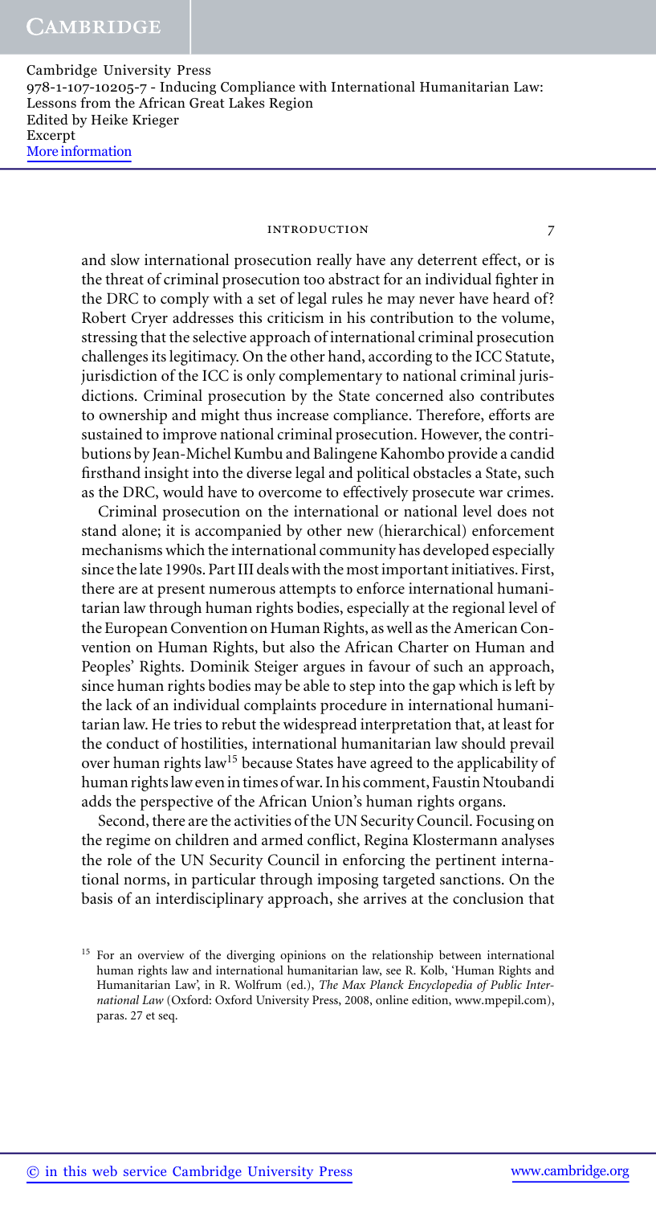and slow international prosecution really have any deterrent effect, or is the threat of criminal prosecution too abstract for an individual fighter in the DRC to comply with a set of legal rules he may never have heard of? Robert Cryer addresses this criticism in his contribution to the volume, stressing that the selective approach of international criminal prosecution challenges its legitimacy. On the other hand, according to the ICC Statute, jurisdiction of the ICC is only complementary to national criminal jurisdictions. Criminal prosecution by the State concerned also contributes to ownership and might thus increase compliance. Therefore, efforts are sustained to improve national criminal prosecution. However, the contributions by Jean-Michel Kumbu and Balingene Kahombo provide a candid firsthand insight into the diverse legal and political obstacles a State, such as the DRC, would have to overcome to effectively prosecute war crimes.

Criminal prosecution on the international or national level does not stand alone; it is accompanied by other new (hierarchical) enforcement mechanisms which the international community has developed especially since the late 1990s. Part III deals with the most important initiatives. First, there are at present numerous attempts to enforce international humanitarian law through human rights bodies, especially at the regional level of the European Convention on Human Rights, as well as the American Convention on Human Rights, but also the African Charter on Human and Peoples' Rights. Dominik Steiger argues in favour of such an approach, since human rights bodies may be able to step into the gap which is left by the lack of an individual complaints procedure in international humanitarian law. He tries to rebut the widespread interpretation that, at least for the conduct of hostilities, international humanitarian law should prevail over human rights law[15] because States have agreed to the applicability of human rights law even in times of war. In his comment, Faustin Ntoubandi adds the perspective of the African Union's human rights organs.

Second, there are the activities of the UN Security Council. Focusing on the regime on children and armed conflict, Regina Klostermann analyses the role of the UN Security Council in enforcing the pertinent international norms, in particular through imposing targeted sanctions. On the basis of an interdisciplinary approach, she arrives at the conclusion that

[15] For an overview of the diverging opinions on the relationship between international human rights law and international humanitarian law, see R. Kolb, 'Human Rights and Humanitarian Law', in R. Wolfrum (ed.), *The Max Planck Encyclopedia of Public International Law* (Oxford: Oxford University Press, 2008, online edition, www.mpepil.com), paras. 27 et seq.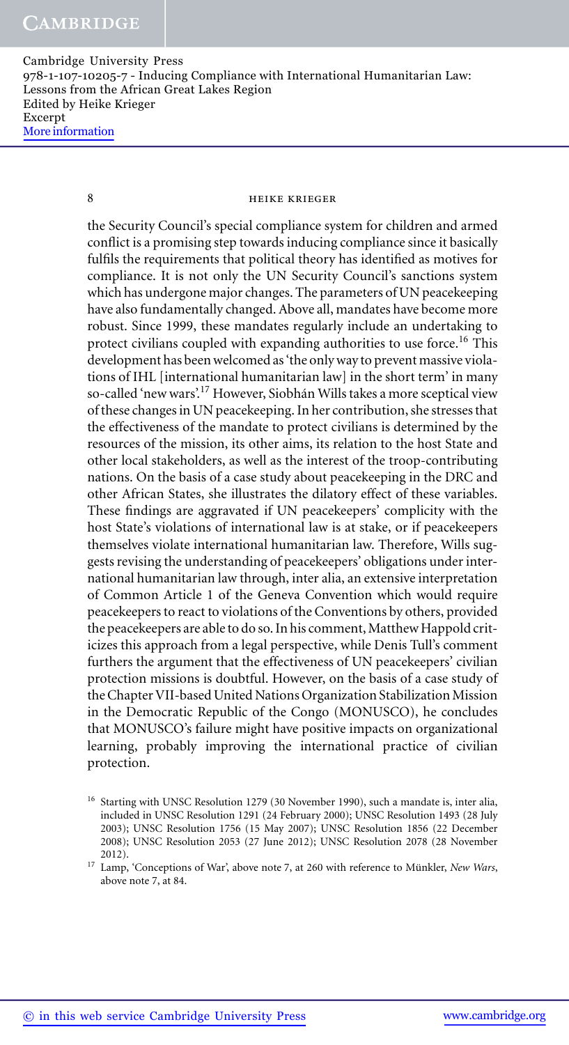the Security Council's special compliance system for children and armed conflict is a promising step towards inducing compliance since it basically fulfils the requirements that political theory has identified as motives for compliance. It is not only the UN Security Council's sanctions system which has undergone major changes. The parameters of UN peacekeeping have also fundamentally changed. Above all, mandates have become more robust. Since 1999, these mandates regularly include an undertaking to protect civilians coupled with expanding authorities to use force.[16] This development has been welcomed as 'the only way to prevent massive violations of IHL [international humanitarian law] in the short term' in many so-called 'new wars'.[17] However, Siobhán Wills takes a more sceptical view of these changes in UN peacekeeping. In her contribution, she stresses that the effectiveness of the mandate to protect civilians is determined by the resources of the mission, its other aims, its relation to the host State and other local stakeholders, as well as the interest of the troop-contributing nations. On the basis of a case study about peacekeeping in the DRC and other African States, she illustrates the dilatory effect of these variables. These findings are aggravated if UN peacekeepers' complicity with the host State's violations of international law is at stake, or if peacekeepers themselves violate international humanitarian law. Therefore, Wills suggests revising the understanding of peacekeepers' obligations under international humanitarian law through, inter alia, an extensive interpretation of Common Article 1 of the Geneva Convention which would require peacekeepers to react to violations of the Conventions by others, provided the peacekeepers are able to do so. In his comment, Matthew Happold criticizes this approach from a legal perspective, while Denis Tull's comment furthers the argument that the effectiveness of UN peacekeepers' civilian protection missions is doubtful. However, on the basis of a case study of the Chapter VII-based United Nations Organization Stabilization Mission in the Democratic Republic of the Congo (MONUSCO), he concludes that MONUSCO's failure might have positive impacts on organizational learning, probably improving the international practice of civilian protection.

---

[16] Starting with UNSC Resolution 1279 (30 November 1990), such a mandate is, inter alia, included in UNSC Resolution 1291 (24 February 2000); UNSC Resolution 1493 (28 July 2003); UNSC Resolution 1756 (15 May 2007); UNSC Resolution 1856 (22 December 2008); UNSC Resolution 2053 (27 June 2012); UNSC Resolution 2078 (28 November 2012).

[17] Lamp, 'Conceptions of War', above note 7, at 260 with reference to Münkler, *New Wars*, above note 7, at 84.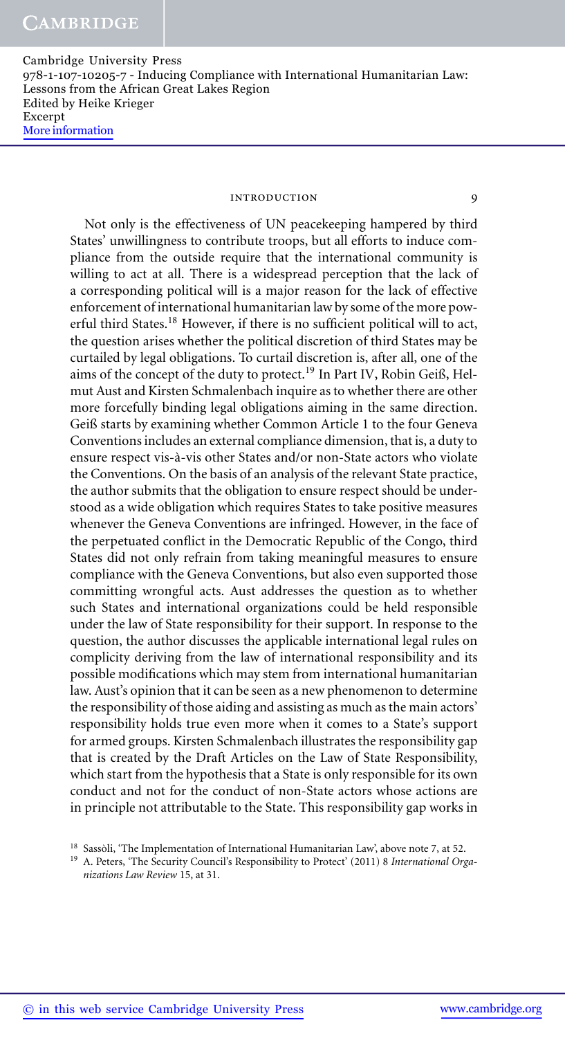Not only is the effectiveness of UN peacekeeping hampered by third States' unwillingness to contribute troops, but all efforts to induce compliance from the outside require that the international community is willing to act at all. There is a widespread perception that the lack of a corresponding political will is a major reason for the lack of effective enforcement of international humanitarian law by some of the more powerful third States.[18] However, if there is no sufficient political will to act, the question arises whether the political discretion of third States may be curtailed by legal obligations. To curtail discretion is, after all, one of the aims of the concept of the duty to protect.[19] In Part IV, Robin Geiß, Helmut Aust and Kirsten Schmalenbach inquire as to whether there are other more forcefully binding legal obligations aiming in the same direction. Geiß starts by examining whether Common Article 1 to the four Geneva Conventions includes an external compliance dimension, that is, a duty to ensure respect vis-à-vis other States and/or non-State actors who violate the Conventions. On the basis of an analysis of the relevant State practice, the author submits that the obligation to ensure respect should be understood as a wide obligation which requires States to take positive measures whenever the Geneva Conventions are infringed. However, in the face of the perpetuated conflict in the Democratic Republic of the Congo, third States did not only refrain from taking meaningful measures to ensure compliance with the Geneva Conventions, but also even supported those committing wrongful acts. Aust addresses the question as to whether such States and international organizations could be held responsible under the law of State responsibility for their support. In response to the question, the author discusses the applicable international legal rules on complicity deriving from the law of international responsibility and its possible modifications which may stem from international humanitarian law. Aust's opinion that it can be seen as a new phenomenon to determine the responsibility of those aiding and assisting as much as the main actors' responsibility holds true even more when it comes to a State's support for armed groups. Kirsten Schmalenbach illustrates the responsibility gap that is created by the Draft Articles on the Law of State Responsibility, which start from the hypothesis that a State is only responsible for its own conduct and not for the conduct of non-State actors whose actions are in principle not attributable to the State. This responsibility gap works in

[18] Sassòli, 'The Implementation of International Humanitarian Law', above note 7, at 52.

[19] A. Peters, 'The Security Council's Responsibility to Protect' (2011) 8 *International Organizations Law Review* 15, at 31.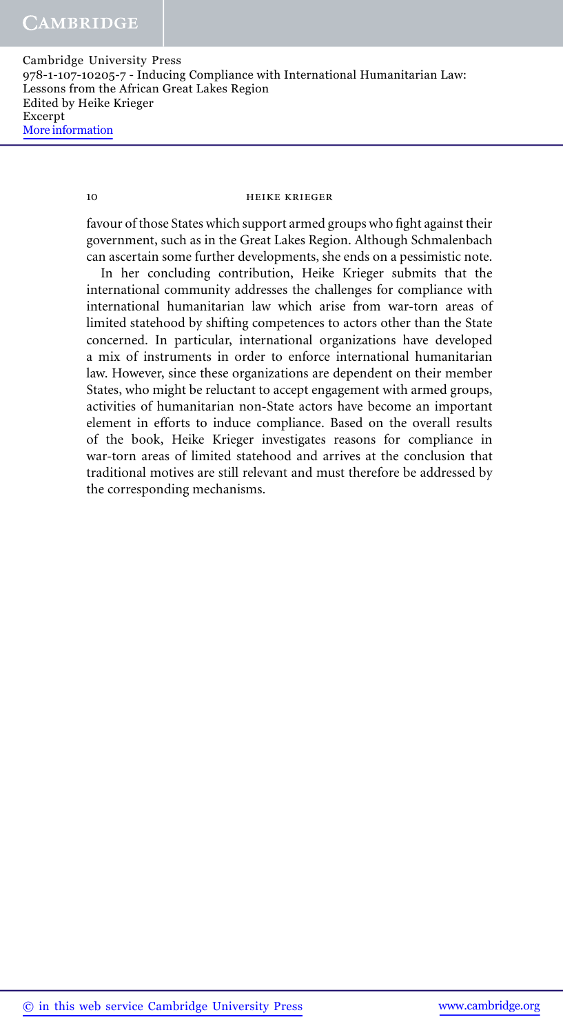favour of those States which support armed groups who fight against their government, such as in the Great Lakes Region. Although Schmalenbach can ascertain some further developments, she ends on a pessimistic note.

In her concluding contribution, Heike Krieger submits that the international community addresses the challenges for compliance with international humanitarian law which arise from war-torn areas of limited statehood by shifting competences to actors other than the State concerned. In particular, international organizations have developed a mix of instruments in order to enforce international humanitarian law. However, since these organizations are dependent on their member States, who might be reluctant to accept engagement with armed groups, activities of humanitarian non-State actors have become an important element in efforts to induce compliance. Based on the overall results of the book, Heike Krieger investigates reasons for compliance in war-torn areas of limited statehood and arrives at the conclusion that traditional motives are still relevant and must therefore be addressed by the corresponding mechanisms.